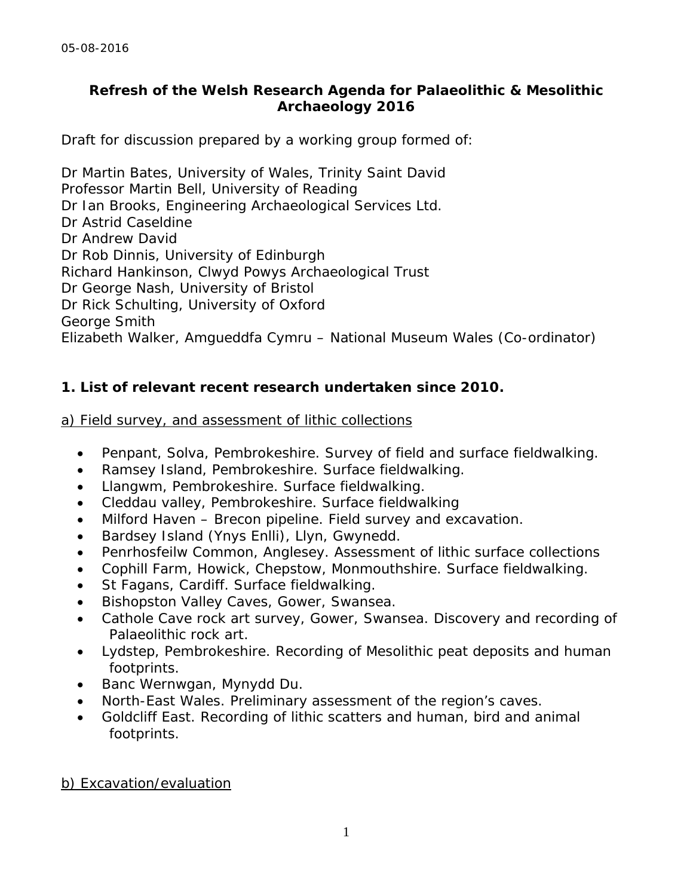05-08-2016

# Refresh of the Welsh Research Agenda for Palaeolithic & Mesolithic Archaeology 2016

Draft for discussion prepared by a working group formed of:

Dr Martin Bates, University of Wales, Trinity Saint David
Professor Martin Bell, University of Reading
Dr Ian Brooks, Engineering Archaeological Services Ltd.
Dr Astrid Caseldine
Dr Andrew David
Dr Rob Dinnis, University of Edinburgh
Richard Hankinson, Clwyd Powys Archaeological Trust
Dr George Nash, University of Bristol
Dr Rick Schulting, University of Oxford
George Smith
Elizabeth Walker, Amgueddfa Cymru – National Museum Wales (Co-ordinator)

## 1. List of relevant recent research undertaken since 2010.

<u>a) Field survey, and assessment of lithic collections</u>

- Penpant, Solva, Pembrokeshire. Survey of field and surface fieldwalking.
- Ramsey Island, Pembrokeshire. Surface fieldwalking.
- Llangwm, Pembrokeshire. Surface fieldwalking.
- Cleddau valley, Pembrokeshire. Surface fieldwalking
- Milford Haven – Brecon pipeline. Field survey and excavation.
- Bardsey Island (Ynys Enlli), Llyn, Gwynedd.
- Penrhosfeilw Common, Anglesey. Assessment of lithic surface collections
- Cophill Farm, Howick, Chepstow, Monmouthshire. Surface fieldwalking.
- St Fagans, Cardiff. Surface fieldwalking.
- Bishopston Valley Caves, Gower, Swansea.
- Cathole Cave rock art survey, Gower, Swansea. Discovery and recording of Palaeolithic rock art.
- Lydstep, Pembrokeshire. Recording of Mesolithic peat deposits and human footprints.
- Banc Wernwgan, Mynydd Du.
- North-East Wales. Preliminary assessment of the region's caves.
- Goldcliff East. Recording of lithic scatters and human, bird and animal footprints.

<u>b) Excavation/evaluation</u>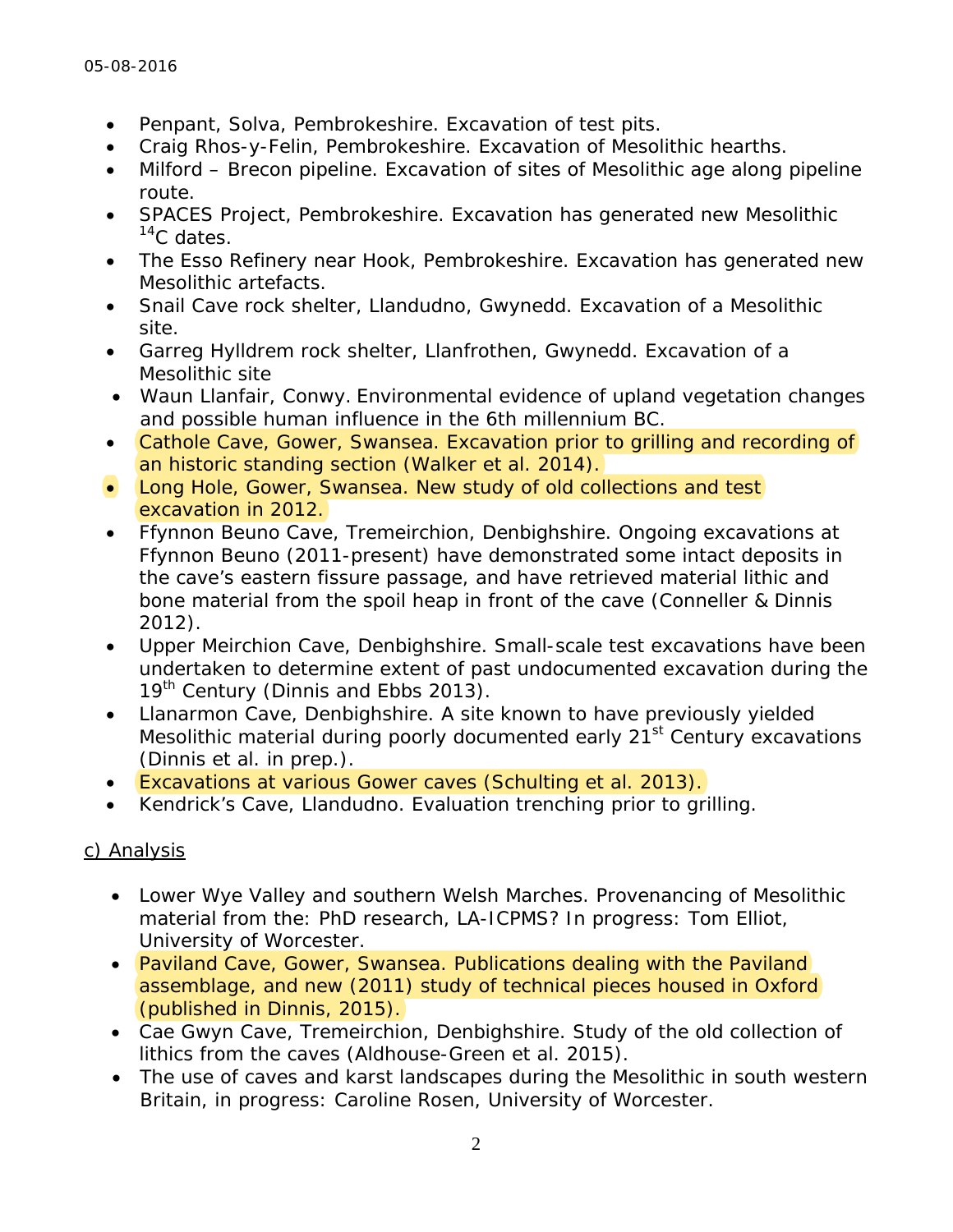- Penpant, Solva, Pembrokeshire. Excavation of test pits.
- Craig Rhos-y-Felin, Pembrokeshire. Excavation of Mesolithic hearths.
- Milford – Brecon pipeline. Excavation of sites of Mesolithic age along pipeline route.
- SPACES Project, Pembrokeshire. Excavation has generated new Mesolithic $^{14}C$ dates.
- The Esso Refinery near Hook, Pembrokeshire. Excavation has generated new Mesolithic artefacts.
- Snail Cave rock shelter, Llandudno, Gwynedd. Excavation of a Mesolithic site.
- Garreg Hylldrem rock shelter, Llanfrothen, Gwynedd. Excavation of a Mesolithic site
- Waun Llanfair, Conwy. Environmental evidence of upland vegetation changes and possible human influence in the 6th millennium BC.
- Cathole Cave, Gower, Swansea. Excavation prior to grilling and recording of an historic standing section (Walker et al. 2014).
- Long Hole, Gower, Swansea. New study of old collections and test excavation in 2012.
- Ffynnon Beuno Cave, Tremeirchion, Denbighshire. Ongoing excavations at Ffynnon Beuno (2011-present) have demonstrated some intact deposits in the cave's eastern fissure passage, and have retrieved material lithic and bone material from the spoil heap in front of the cave (Conneller & Dinnis 2012).
- Upper Meirchion Cave, Denbighshire. Small-scale test excavations have been undertaken to determine extent of past undocumented excavation during the 19th Century (Dinnis and Ebbs 2013).
- Llanarmon Cave, Denbighshire. A site known to have previously yielded Mesolithic material during poorly documented early 21st Century excavations (Dinnis et al. in prep.).
- Excavations at various Gower caves (Schulting et al. 2013).
- Kendrick's Cave, Llandudno. Evaluation trenching prior to grilling.

c) Analysis

- Lower Wye Valley and southern Welsh Marches. Provenancing of Mesolithic material from the: PhD research, LA-ICPMS? In progress: Tom Elliot, University of Worcester.
- Paviland Cave, Gower, Swansea. Publications dealing with the Paviland assemblage, and new (2011) study of technical pieces housed in Oxford (published in Dinnis, 2015).
- Cae Gwyn Cave, Tremeirchion, Denbighshire. Study of the old collection of lithics from the caves (Aldhouse-Green et al. 2015).
- The use of caves and karst landscapes during the Mesolithic in south western Britain, in progress: Caroline Rosen, University of Worcester.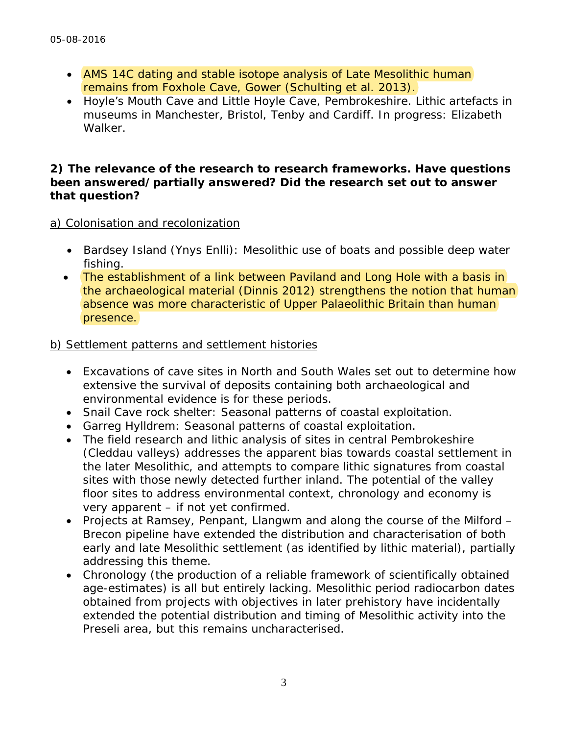- AMS 14C dating and stable isotope analysis of Late Mesolithic human remains from Foxhole Cave, Gower (Schulting et al. 2013).
- Hoyle's Mouth Cave and Little Hoyle Cave, Pembrokeshire. Lithic artefacts in museums in Manchester, Bristol, Tenby and Cardiff. In progress: Elizabeth Walker.

**2) The relevance of the research to research frameworks. Have questions been answered/partially answered? Did the research set out to answer that question?**

a) Colonisation and recolonization

- Bardsey Island (Ynys Enlli): Mesolithic use of boats and possible deep water fishing.
- The establishment of a link between Paviland and Long Hole with a basis in the archaeological material (Dinnis 2012) strengthens the notion that human absence was more characteristic of Upper Palaeolithic Britain than human presence.

b) Settlement patterns and settlement histories

- Excavations of cave sites in North and South Wales set out to determine how extensive the survival of deposits containing both archaeological and environmental evidence is for these periods.
- Snail Cave rock shelter: Seasonal patterns of coastal exploitation.
- Garreg Hylldrem: Seasonal patterns of coastal exploitation.
- The field research and lithic analysis of sites in central Pembrokeshire (Cleddau valleys) addresses the apparent bias towards coastal settlement in the later Mesolithic, and attempts to compare lithic signatures from coastal sites with those newly detected further inland. The potential of the valley floor sites to address environmental context, chronology and economy is very apparent – if not yet confirmed.
- Projects at Ramsey, Penpant, Llangwm and along the course of the Milford – Brecon pipeline have extended the distribution and characterisation of both early and late Mesolithic settlement (as identified by lithic material), partially addressing this theme.
- Chronology (the production of a reliable framework of scientifically obtained age-estimates) is all but entirely lacking. Mesolithic period radiocarbon dates obtained from projects with objectives in later prehistory have incidentally extended the potential distribution and timing of Mesolithic activity into the Preseli area, but this remains uncharacterised.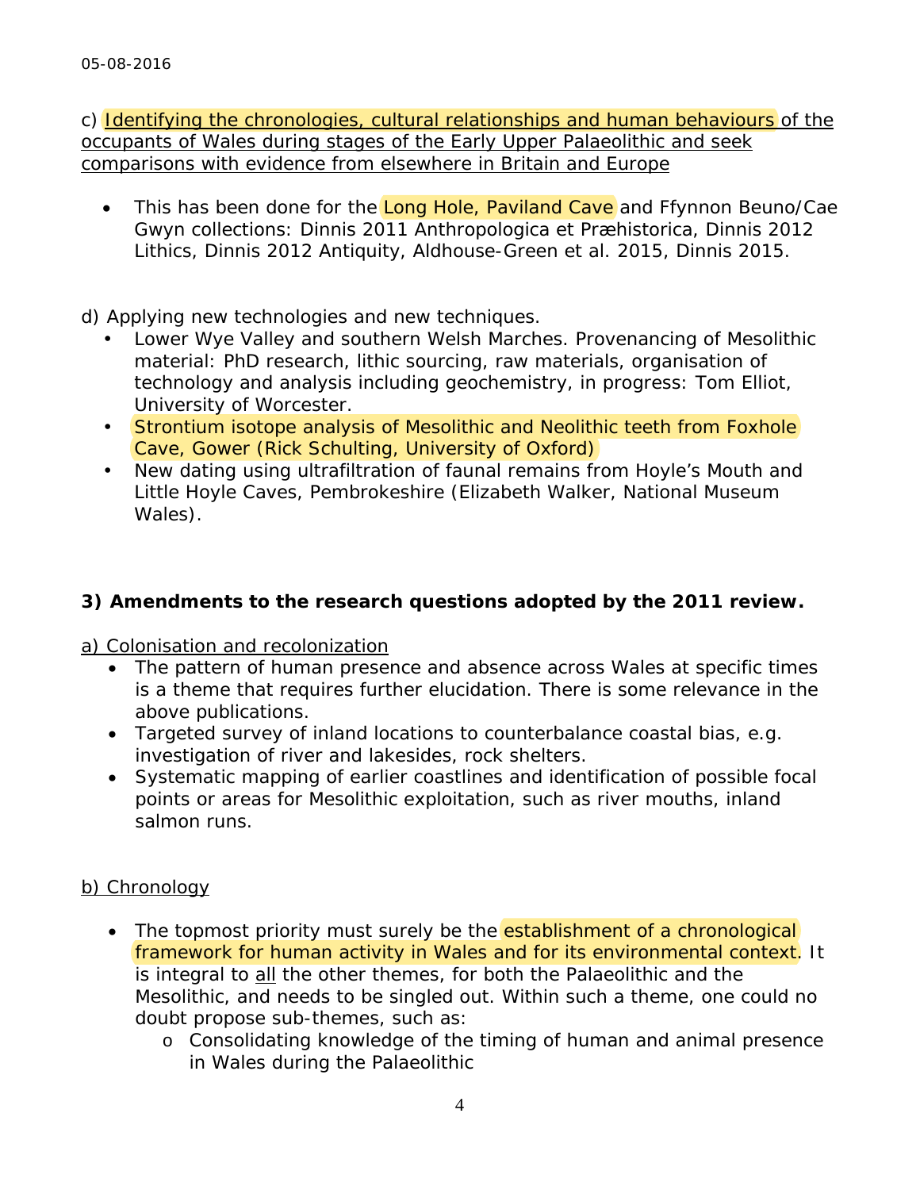05-08-2016

c) Identifying the chronologies, cultural relationships and human behaviours of the occupants of Wales during stages of the Early Upper Palaeolithic and seek comparisons with evidence from elsewhere in Britain and Europe

- This has been done for the Long Hole, Paviland Cave and Ffynnon Beuno/Cae Gwyn collections: Dinnis 2011 Anthropologica et Præhistorica, Dinnis 2012 Lithics, Dinnis 2012 Antiquity, Aldhouse-Green et al. 2015, Dinnis 2015.

d) Applying new technologies and new techniques.

- Lower Wye Valley and southern Welsh Marches. Provenancing of Mesolithic material: PhD research, lithic sourcing, raw materials, organisation of technology and analysis including geochemistry, in progress: Tom Elliot, University of Worcester.
- Strontium isotope analysis of Mesolithic and Neolithic teeth from Foxhole Cave, Gower (Rick Schulting, University of Oxford)
- New dating using ultrafiltration of faunal remains from Hoyle's Mouth and Little Hoyle Caves, Pembrokeshire (Elizabeth Walker, National Museum Wales).

**3) Amendments to the research questions adopted by the 2011 review.**

a) Colonisation and recolonization

- The pattern of human presence and absence across Wales at specific times is a theme that requires further elucidation. There is some relevance in the above publications.
- Targeted survey of inland locations to counterbalance coastal bias, e.g. investigation of river and lakesides, rock shelters.
- Systematic mapping of earlier coastlines and identification of possible focal points or areas for Mesolithic exploitation, such as river mouths, inland salmon runs.

b) Chronology

- The topmost priority must surely be the establishment of a chronological framework for human activity in Wales and for its environmental context. It is integral to all the other themes, for both the Palaeolithic and the Mesolithic, and needs to be singled out. Within such a theme, one could no doubt propose sub-themes, such as:
  - Consolidating knowledge of the timing of human and animal presence in Wales during the Palaeolithic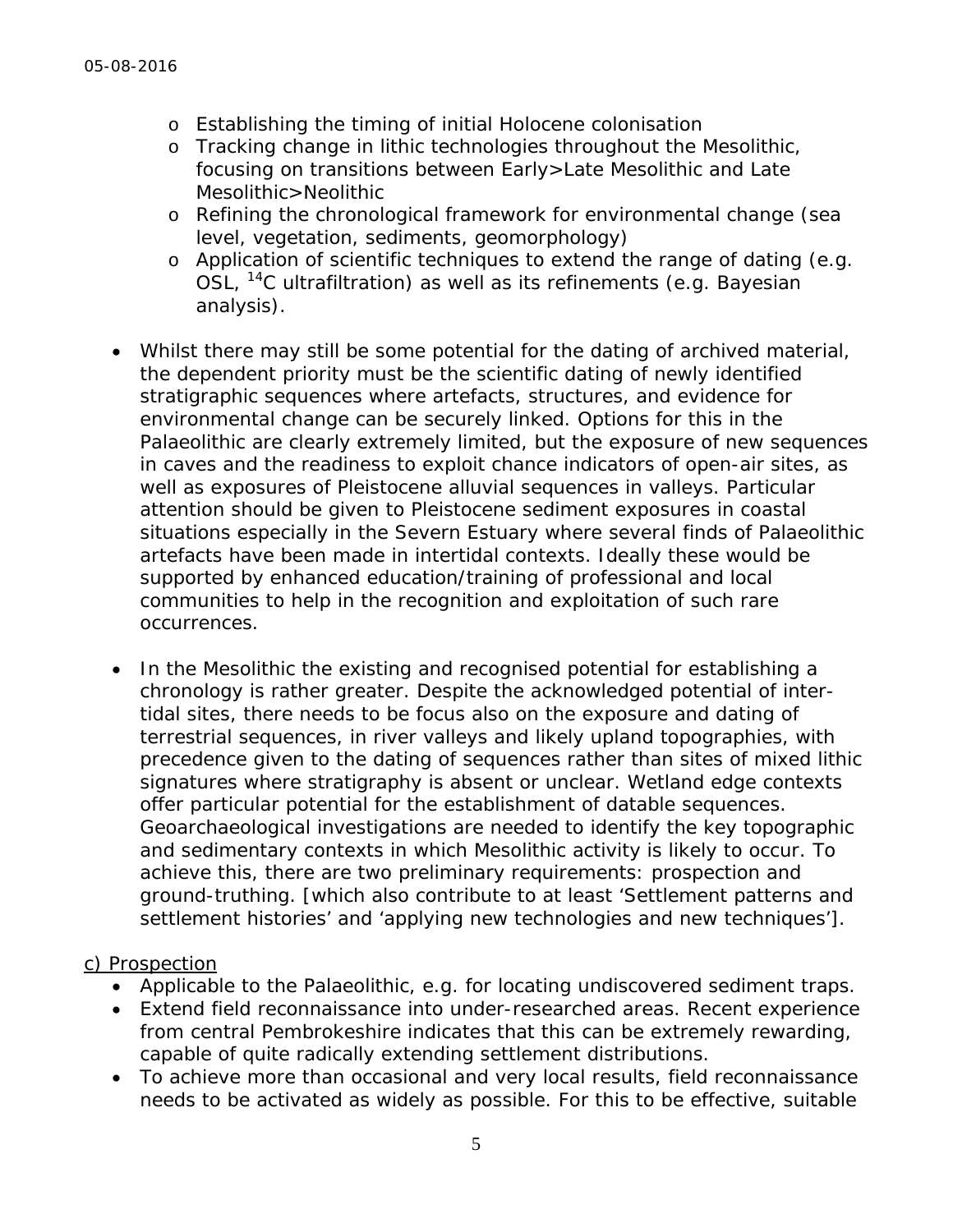- Establishing the timing of initial Holocene colonisation
    - Tracking change in lithic technologies throughout the Mesolithic, focusing on transitions between Early>Late Mesolithic and Late Mesolithic>Neolithic
    - Refining the chronological framework for environmental change (sea level, vegetation, sediments, geomorphology)
    - Application of scientific techniques to extend the range of dating (e.g. OSL, $^{14}$C ultrafiltration) as well as its refinements (e.g. Bayesian analysis).

- Whilst there may still be some potential for the dating of archived material, the dependent priority must be the scientific dating of newly identified stratigraphic sequences where artefacts, structures, and evidence for environmental change can be securely linked. Options for this in the Palaeolithic are clearly extremely limited, but the exposure of new sequences in caves and the readiness to exploit chance indicators of open-air sites, as well as exposures of Pleistocene alluvial sequences in valleys. Particular attention should be given to Pleistocene sediment exposures in coastal situations especially in the Severn Estuary where several finds of Palaeolithic artefacts have been made in intertidal contexts. Ideally these would be supported by enhanced education/training of professional and local communities to help in the recognition and exploitation of such rare occurrences.

- In the Mesolithic the existing and recognised potential for establishing a chronology is rather greater. Despite the acknowledged potential of inter-tidal sites, there needs to be focus also on the exposure and dating of terrestrial sequences, in river valleys and likely upland topographies, with precedence given to the dating of sequences rather than sites of mixed lithic signatures where stratigraphy is absent or unclear. Wetland edge contexts offer particular potential for the establishment of datable sequences. Geoarchaeological investigations are needed to identify the key topographic and sedimentary contexts in which Mesolithic activity is likely to occur. To achieve this, there are two preliminary requirements: prospection and ground-truthing. [which also contribute to at least 'Settlement patterns and settlement histories' and 'applying new technologies and new techniques'].

c) Prospection

- Applicable to the Palaeolithic, e.g. for locating undiscovered sediment traps.
- Extend field reconnaissance into under-researched areas. Recent experience from central Pembrokeshire indicates that this can be extremely rewarding, capable of quite radically extending settlement distributions.
- To achieve more than occasional and very local results, field reconnaissance needs to be activated as widely as possible. For this to be effective, suitable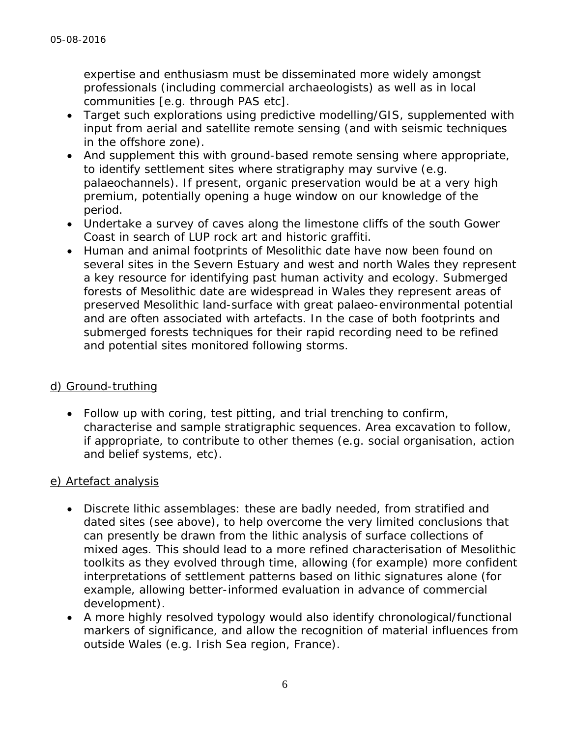expertise and enthusiasm must be disseminated more widely amongst professionals (including commercial archaeologists) as well as in local communities [e.g. through PAS etc].

- Target such explorations using predictive modelling/GIS, supplemented with input from aerial and satellite remote sensing (and with seismic techniques in the offshore zone).
- And supplement this with ground-based remote sensing where appropriate, to identify settlement sites where stratigraphy may survive (e.g. palaeochannels). If present, organic preservation would be at a very high premium, potentially opening a huge window on our knowledge of the period.
- Undertake a survey of caves along the limestone cliffs of the south Gower Coast in search of LUP rock art and historic graffiti.
- Human and animal footprints of Mesolithic date have now been found on several sites in the Severn Estuary and west and north Wales they represent a key resource for identifying past human activity and ecology. Submerged forests of Mesolithic date are widespread in Wales they represent areas of preserved Mesolithic land-surface with great palaeo-environmental potential and are often associated with artefacts. In the case of both footprints and submerged forests techniques for their rapid recording need to be refined and potential sites monitored following storms.

d) Ground-truthing

- Follow up with coring, test pitting, and trial trenching to confirm, characterise and sample stratigraphic sequences. Area excavation to follow, if appropriate, to contribute to other themes (e.g. social organisation, action and belief systems, etc).

e) Artefact analysis

- Discrete lithic assemblages: these are badly needed, from stratified and dated sites (see above), to help overcome the very limited conclusions that can presently be drawn from the lithic analysis of surface collections of mixed ages. This should lead to a more refined characterisation of Mesolithic toolkits as they evolved through time, allowing (for example) more confident interpretations of settlement patterns based on lithic signatures alone (for example, allowing better-informed evaluation in advance of commercial development).
- A more highly resolved typology would also identify chronological/functional markers of significance, and allow the recognition of material influences from outside Wales (e.g. Irish Sea region, France).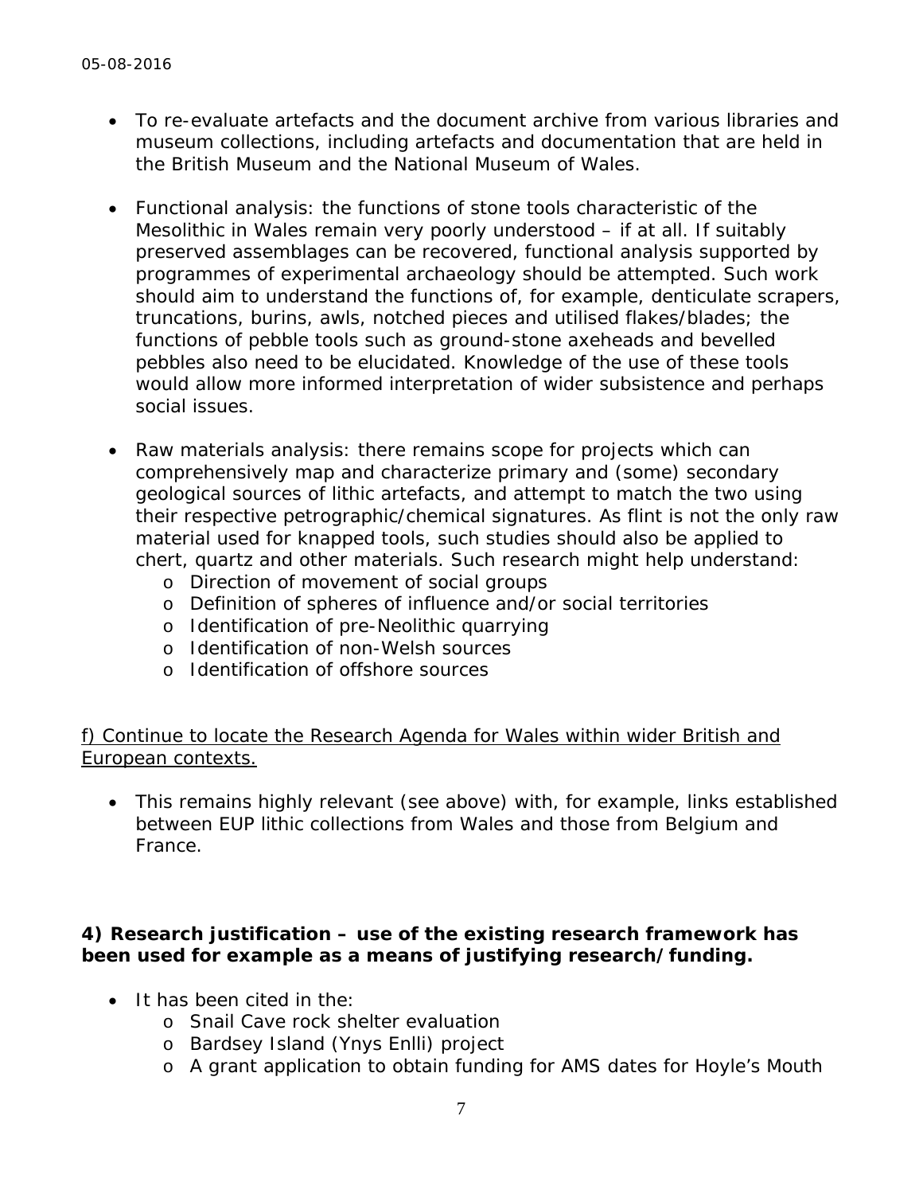- To re-evaluate artefacts and the document archive from various libraries and museum collections, including artefacts and documentation that are held in the British Museum and the National Museum of Wales.

- Functional analysis: the functions of stone tools characteristic of the Mesolithic in Wales remain very poorly understood – if at all. If suitably preserved assemblages can be recovered, functional analysis supported by programmes of experimental archaeology should be attempted. Such work should aim to understand the functions of, for example, denticulate scrapers, truncations, burins, awls, notched pieces and utilised flakes/blades; the functions of pebble tools such as ground-stone axeheads and bevelled pebbles also need to be elucidated. Knowledge of the use of these tools would allow more informed interpretation of wider subsistence and perhaps social issues.

- Raw materials analysis: there remains scope for projects which can comprehensively map and characterize primary and (some) secondary geological sources of lithic artefacts, and attempt to match the two using their respective petrographic/chemical signatures. As flint is not the only raw material used for knapped tools, such studies should also be applied to chert, quartz and other materials. Such research might help understand:
    - Direction of movement of social groups
    - Definition of spheres of influence and/or social territories
    - Identification of pre-Neolithic quarrying
    - Identification of non-Welsh sources
    - Identification of offshore sources

<u>f) Continue to locate the Research Agenda for Wales within wider British and European contexts.</u>

- This remains highly relevant (see above) with, for example, links established between EUP lithic collections from Wales and those from Belgium and France.

**4) Research justification – use of the existing research framework has been used for example as a means of justifying research/funding.**

- It has been cited in the:
    - Snail Cave rock shelter evaluation
    - Bardsey Island (Ynys Enlli) project
    - A grant application to obtain funding for AMS dates for Hoyle's Mouth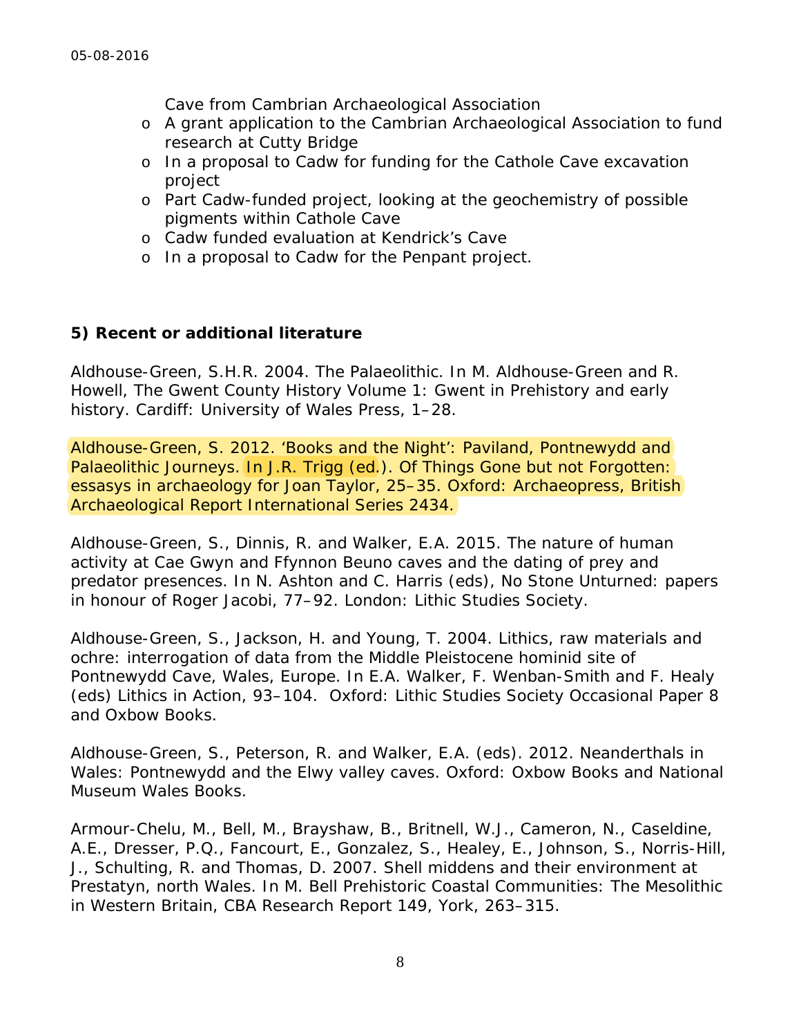Cave from Cambrian Archaeological Association

- A grant application to the Cambrian Archaeological Association to fund research at Cutty Bridge
- In a proposal to Cadw for funding for the Cathole Cave excavation project
- Part Cadw-funded project, looking at the geochemistry of possible pigments within Cathole Cave
- Cadw funded evaluation at Kendrick's Cave
- In a proposal to Cadw for the Penpant project.

**5) Recent or additional literature**

Aldhouse-Green, S.H.R. 2004. The Palaeolithic. In M. Aldhouse-Green and R. Howell, The Gwent County History Volume 1: Gwent in Prehistory and early history. Cardiff: University of Wales Press, 1–28.

Aldhouse-Green, S. 2012. 'Books and the Night': Paviland, Pontnewydd and Palaeolithic Journeys. In J.R. Trigg (ed.). Of Things Gone but not Forgotten: essasys in archaeology for Joan Taylor, 25–35. Oxford: Archaeopress, British Archaeological Report International Series 2434.

Aldhouse-Green, S., Dinnis, R. and Walker, E.A. 2015. The nature of human activity at Cae Gwyn and Ffynnon Beuno caves and the dating of prey and predator presences. In N. Ashton and C. Harris (eds), No Stone Unturned: papers in honour of Roger Jacobi, 77–92. London: Lithic Studies Society.

Aldhouse-Green, S., Jackson, H. and Young, T. 2004. Lithics, raw materials and ochre: interrogation of data from the Middle Pleistocene hominid site of Pontnewydd Cave, Wales, Europe. In E.A. Walker, F. Wenban-Smith and F. Healy (eds) Lithics in Action, 93–104. Oxford: Lithic Studies Society Occasional Paper 8 and Oxbow Books.

Aldhouse-Green, S., Peterson, R. and Walker, E.A. (eds). 2012. Neanderthals in Wales: Pontnewydd and the Elwy valley caves. Oxford: Oxbow Books and National Museum Wales Books.

Armour-Chelu, M., Bell, M., Brayshaw, B., Britnell, W.J., Cameron, N., Caseldine, A.E., Dresser, P.Q., Fancourt, E., Gonzalez, S., Healey, E., Johnson, S., Norris-Hill, J., Schulting, R. and Thomas, D. 2007. Shell middens and their environment at Prestatyn, north Wales. In M. Bell Prehistoric Coastal Communities: The Mesolithic in Western Britain, CBA Research Report 149, York, 263–315.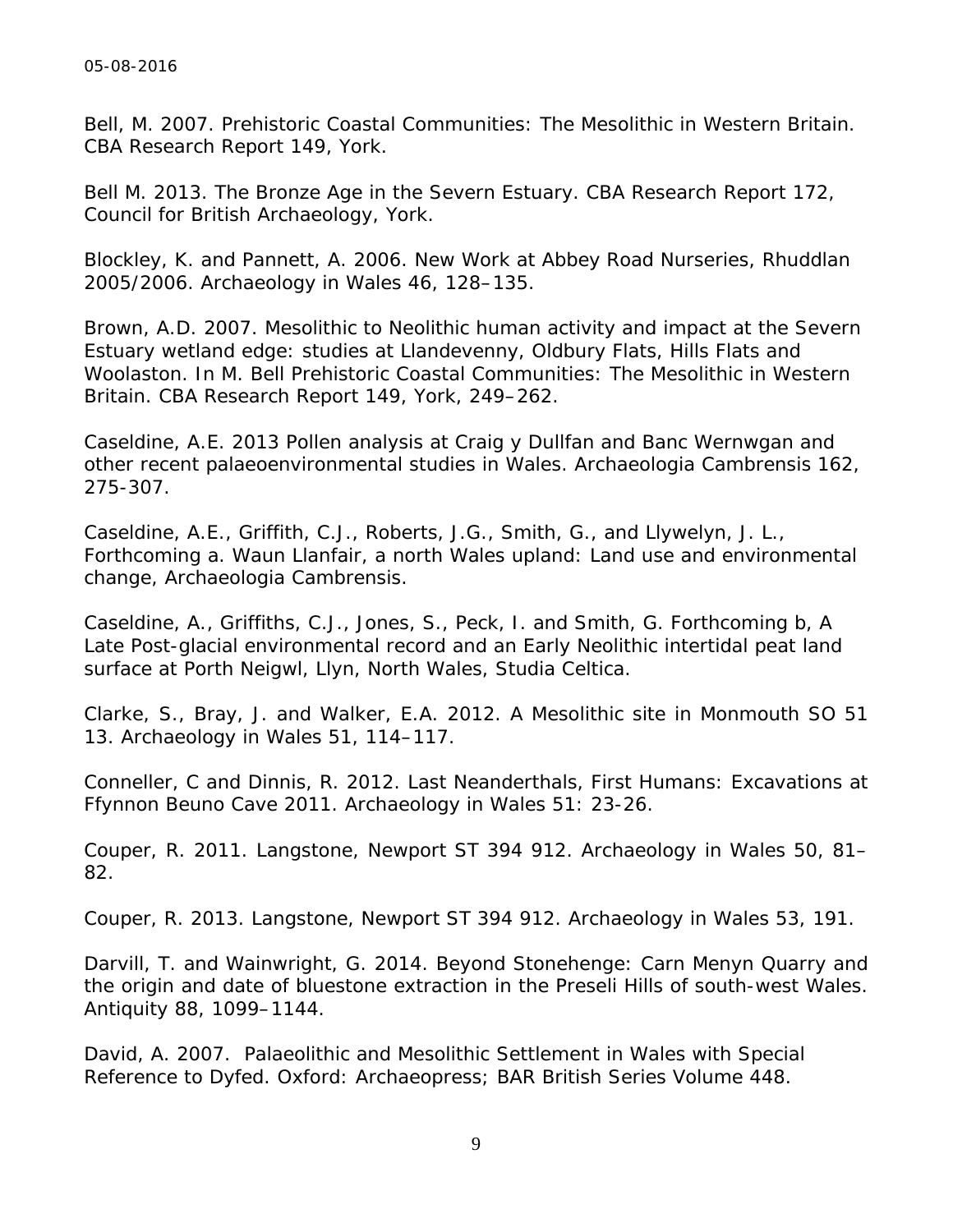Bell, M. 2007. Prehistoric Coastal Communities: The Mesolithic in Western Britain. CBA Research Report 149, York.

Bell M. 2013. The Bronze Age in the Severn Estuary. CBA Research Report 172, Council for British Archaeology, York.

Blockley, K. and Pannett, A. 2006. New Work at Abbey Road Nurseries, Rhuddlan 2005/2006. Archaeology in Wales 46, 128–135.

Brown, A.D. 2007. Mesolithic to Neolithic human activity and impact at the Severn Estuary wetland edge: studies at Llandevenny, Oldbury Flats, Hills Flats and Woolaston. In M. Bell Prehistoric Coastal Communities: The Mesolithic in Western Britain. CBA Research Report 149, York, 249–262.

Caseldine, A.E. 2013 Pollen analysis at Craig y Dullfan and Banc Wernwgan and other recent palaeoenvironmental studies in Wales. Archaeologia Cambrensis 162, 275-307.

Caseldine, A.E., Griffith, C.J., Roberts, J.G., Smith, G., and Llywelyn, J. L., Forthcoming a. Waun Llanfair, a north Wales upland: Land use and environmental change, Archaeologia Cambrensis.

Caseldine, A., Griffiths, C.J., Jones, S., Peck, I. and Smith, G. Forthcoming b, A Late Post-glacial environmental record and an Early Neolithic intertidal peat land surface at Porth Neigwl, Llyn, North Wales, Studia Celtica.

Clarke, S., Bray, J. and Walker, E.A. 2012. A Mesolithic site in Monmouth SO 51 13. Archaeology in Wales 51, 114–117.

Conneller, C and Dinnis, R. 2012. Last Neanderthals, First Humans: Excavations at Ffynnon Beuno Cave 2011. Archaeology in Wales 51: 23-26.

Couper, R. 2011. Langstone, Newport ST 394 912. Archaeology in Wales 50, 81–82.

Couper, R. 2013. Langstone, Newport ST 394 912. Archaeology in Wales 53, 191.

Darvill, T. and Wainwright, G. 2014. Beyond Stonehenge: Carn Menyn Quarry and the origin and date of bluestone extraction in the Preseli Hills of south-west Wales. Antiquity 88, 1099–1144.

David, A. 2007. Palaeolithic and Mesolithic Settlement in Wales with Special Reference to Dyfed. Oxford: Archaeopress; BAR British Series Volume 448.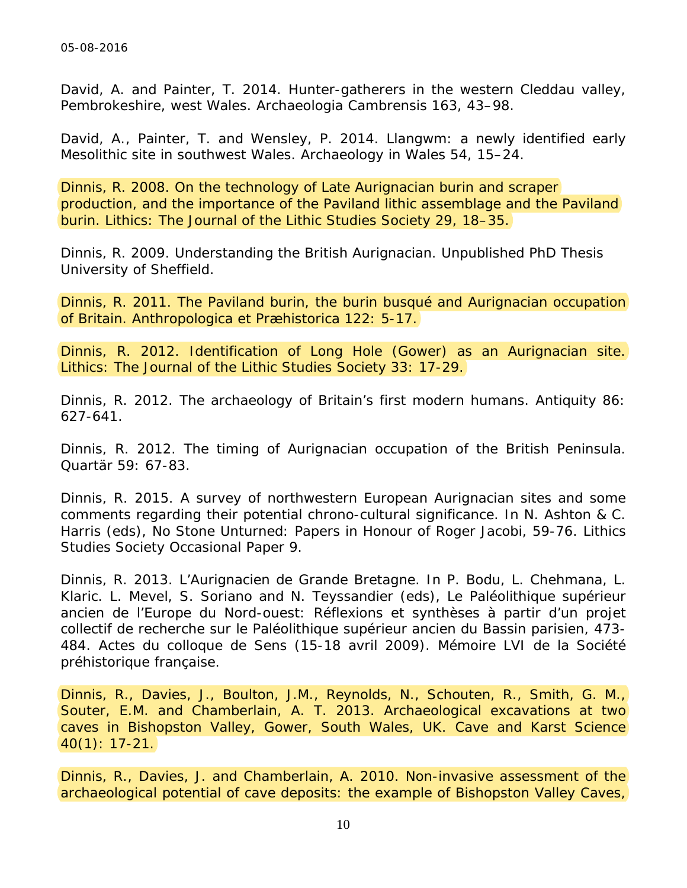David, A. and Painter, T. 2014. Hunter-gatherers in the western Cleddau valley, Pembrokeshire, west Wales. Archaeologia Cambrensis 163, 43–98.

David, A., Painter, T. and Wensley, P. 2014. Llangwm: a newly identified early Mesolithic site in southwest Wales. Archaeology in Wales 54, 15–24.

Dinnis, R. 2008. On the technology of Late Aurignacian burin and scraper production, and the importance of the Paviland lithic assemblage and the Paviland burin. Lithics: The Journal of the Lithic Studies Society 29, 18–35.

Dinnis, R. 2009. Understanding the British Aurignacian. Unpublished PhD Thesis University of Sheffield.

Dinnis, R. 2011. The Paviland burin, the burin busqué and Aurignacian occupation of Britain. Anthropologica et Præhistorica 122: 5-17.

Dinnis, R. 2012. Identification of Long Hole (Gower) as an Aurignacian site. Lithics: The Journal of the Lithic Studies Society 33: 17-29.

Dinnis, R. 2012. The archaeology of Britain's first modern humans. Antiquity 86: 627-641.

Dinnis, R. 2012. The timing of Aurignacian occupation of the British Peninsula. Quartär 59: 67-83.

Dinnis, R. 2015. A survey of northwestern European Aurignacian sites and some comments regarding their potential chrono-cultural significance. In N. Ashton & C. Harris (eds), No Stone Unturned: Papers in Honour of Roger Jacobi, 59-76. Lithics Studies Society Occasional Paper 9.

Dinnis, R. 2013. L'Aurignacien de Grande Bretagne. In P. Bodu, L. Chehmana, L. Klaric. L. Mevel, S. Soriano and N. Teyssandier (eds), Le Paléolithique supérieur ancien de l'Europe du Nord-ouest: Réflexions et synthèses à partir d'un projet collectif de recherche sur le Paléolithique supérieur ancien du Bassin parisien, 473-484. Actes du colloque de Sens (15-18 avril 2009). Mémoire LVI de la Société préhistorique française.

Dinnis, R., Davies, J., Boulton, J.M., Reynolds, N., Schouten, R., Smith, G. M., Souter, E.M. and Chamberlain, A. T. 2013. Archaeological excavations at two caves in Bishopston Valley, Gower, South Wales, UK. Cave and Karst Science 40(1): 17-21.

Dinnis, R., Davies, J. and Chamberlain, A. 2010. Non-invasive assessment of the archaeological potential of cave deposits: the example of Bishopston Valley Caves,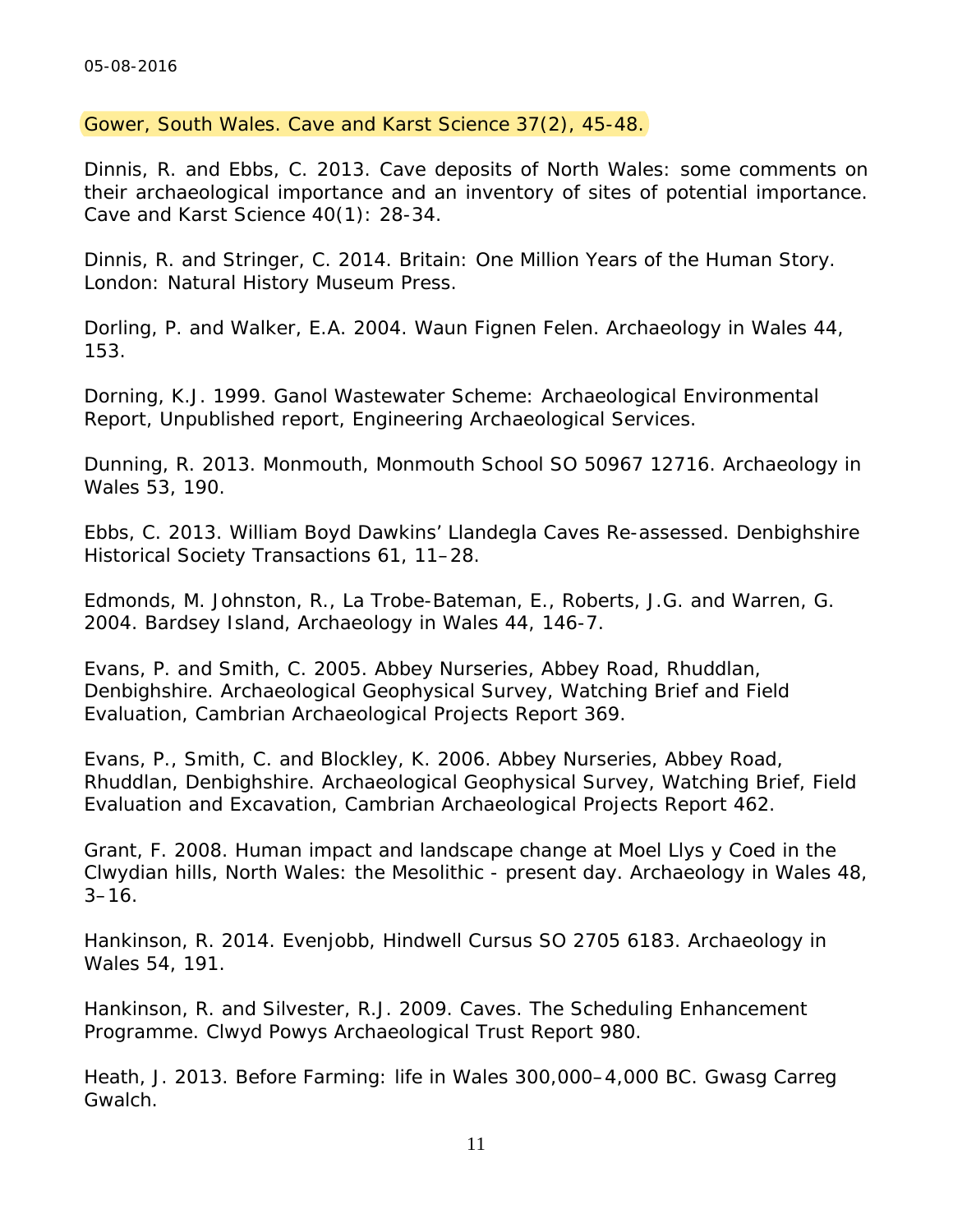Gower, South Wales. Cave and Karst Science 37(2), 45-48.

Dinnis, R. and Ebbs, C. 2013. Cave deposits of North Wales: some comments on their archaeological importance and an inventory of sites of potential importance. Cave and Karst Science 40(1): 28-34.

Dinnis, R. and Stringer, C. 2014. Britain: One Million Years of the Human Story. London: Natural History Museum Press.

Dorling, P. and Walker, E.A. 2004. Waun Fignen Felen. Archaeology in Wales 44, 153.

Dorning, K.J. 1999. Ganol Wastewater Scheme: Archaeological Environmental Report, Unpublished report, Engineering Archaeological Services.

Dunning, R. 2013. Monmouth, Monmouth School SO 50967 12716. Archaeology in Wales 53, 190.

Ebbs, C. 2013. William Boyd Dawkins' Llandegla Caves Re-assessed. Denbighshire Historical Society Transactions 61, 11–28.

Edmonds, M. Johnston, R., La Trobe-Bateman, E., Roberts, J.G. and Warren, G. 2004. Bardsey Island, Archaeology in Wales 44, 146-7.

Evans, P. and Smith, C. 2005. Abbey Nurseries, Abbey Road, Rhuddlan, Denbighshire. Archaeological Geophysical Survey, Watching Brief and Field Evaluation, Cambrian Archaeological Projects Report 369.

Evans, P., Smith, C. and Blockley, K. 2006. Abbey Nurseries, Abbey Road, Rhuddlan, Denbighshire. Archaeological Geophysical Survey, Watching Brief, Field Evaluation and Excavation, Cambrian Archaeological Projects Report 462.

Grant, F. 2008. Human impact and landscape change at Moel Llys y Coed in the Clwydian hills, North Wales: the Mesolithic - present day. Archaeology in Wales 48, 3–16.

Hankinson, R. 2014. Evenjobb, Hindwell Cursus SO 2705 6183. Archaeology in Wales 54, 191.

Hankinson, R. and Silvester, R.J. 2009. Caves. The Scheduling Enhancement Programme. Clwyd Powys Archaeological Trust Report 980.

Heath, J. 2013. Before Farming: life in Wales 300,000–4,000 BC. Gwasg Carreg Gwalch.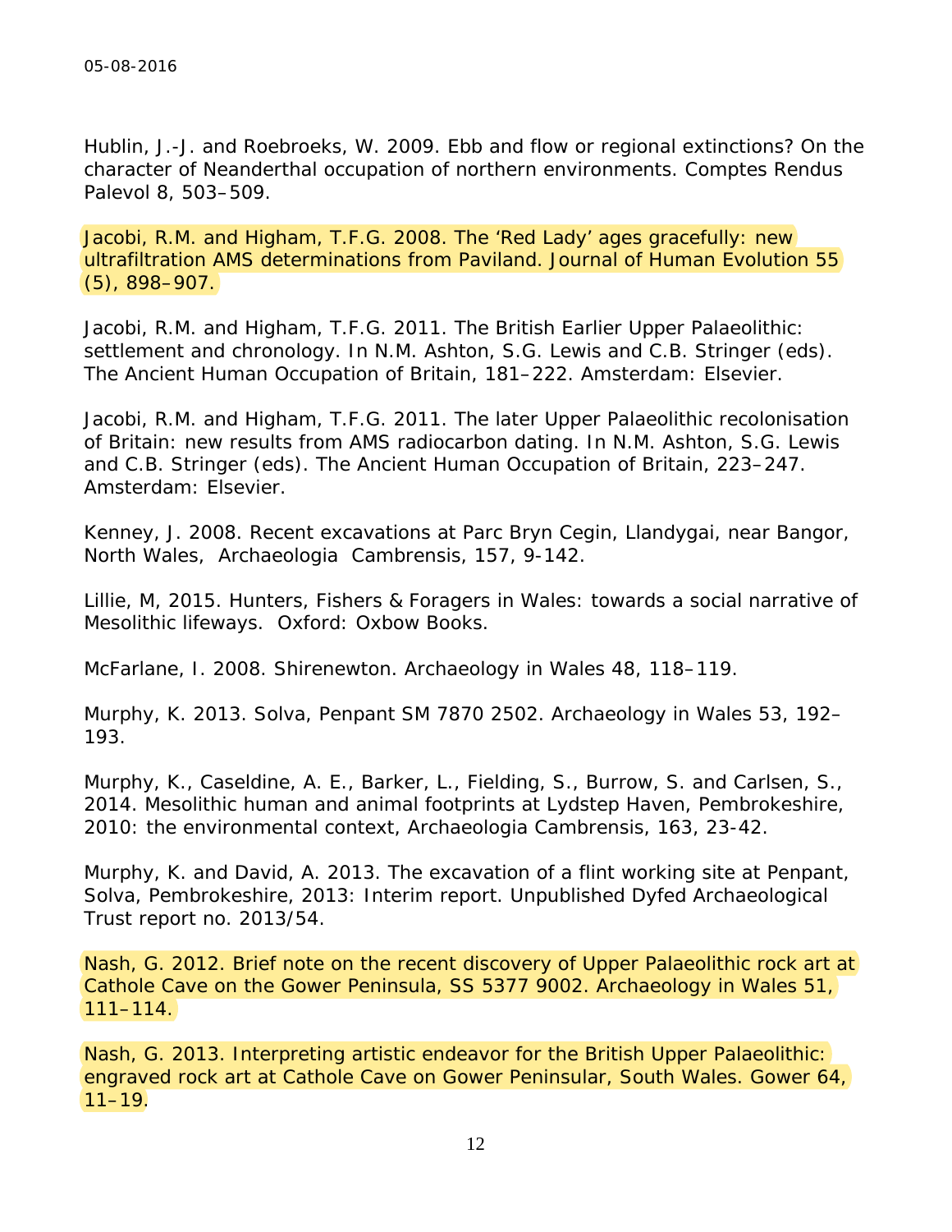Hublin, J.-J. and Roebroeks, W. 2009. Ebb and flow or regional extinctions? On the character of Neanderthal occupation of northern environments. Comptes Rendus Palevol 8, 503–509.

Jacobi, R.M. and Higham, T.F.G. 2008. The 'Red Lady' ages gracefully: new ultrafiltration AMS determinations from Paviland. Journal of Human Evolution 55 (5), 898–907.

Jacobi, R.M. and Higham, T.F.G. 2011. The British Earlier Upper Palaeolithic: settlement and chronology. In N.M. Ashton, S.G. Lewis and C.B. Stringer (eds). The Ancient Human Occupation of Britain, 181–222. Amsterdam: Elsevier.

Jacobi, R.M. and Higham, T.F.G. 2011. The later Upper Palaeolithic recolonisation of Britain: new results from AMS radiocarbon dating. In N.M. Ashton, S.G. Lewis and C.B. Stringer (eds). The Ancient Human Occupation of Britain, 223–247. Amsterdam: Elsevier.

Kenney, J. 2008. Recent excavations at Parc Bryn Cegin, Llandygai, near Bangor, North Wales, Archaeologia Cambrensis, 157, 9-142.

Lillie, M, 2015. Hunters, Fishers & Foragers in Wales: towards a social narrative of Mesolithic lifeways. Oxford: Oxbow Books.

McFarlane, I. 2008. Shirenewton. Archaeology in Wales 48, 118–119.

Murphy, K. 2013. Solva, Penpant SM 7870 2502. Archaeology in Wales 53, 192–193.

Murphy, K., Caseldine, A. E., Barker, L., Fielding, S., Burrow, S. and Carlsen, S., 2014. Mesolithic human and animal footprints at Lydstep Haven, Pembrokeshire, 2010: the environmental context, Archaeologia Cambrensis, 163, 23-42.

Murphy, K. and David, A. 2013. The excavation of a flint working site at Penpant, Solva, Pembrokeshire, 2013: Interim report. Unpublished Dyfed Archaeological Trust report no. 2013/54.

Nash, G. 2012. Brief note on the recent discovery of Upper Palaeolithic rock art at Cathole Cave on the Gower Peninsula, SS 5377 9002. Archaeology in Wales 51, 111–114.

Nash, G. 2013. Interpreting artistic endeavor for the British Upper Palaeolithic: engraved rock art at Cathole Cave on Gower Peninsular, South Wales. Gower 64, 11–19.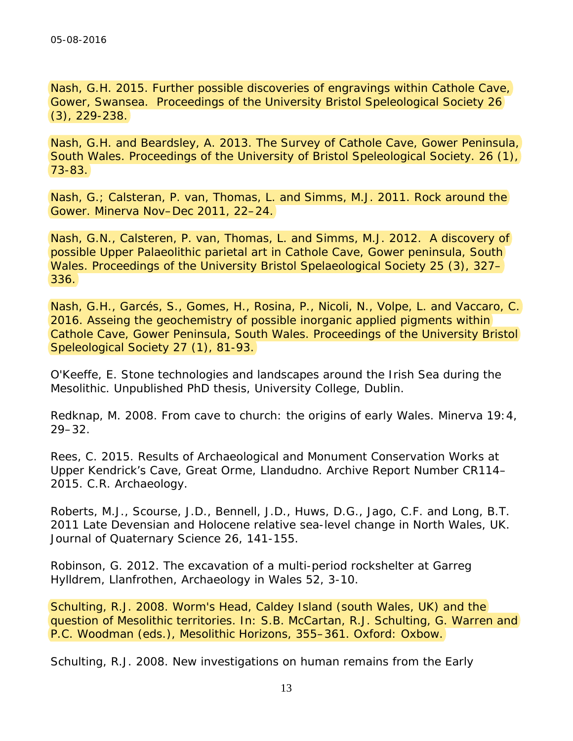Nash, G.H. 2015. Further possible discoveries of engravings within Cathole Cave, Gower, Swansea. Proceedings of the University Bristol Speleological Society 26 (3), 229-238.

Nash, G.H. and Beardsley, A. 2013. The Survey of Cathole Cave, Gower Peninsula, South Wales. Proceedings of the University of Bristol Speleological Society. 26 (1), 73-83.

Nash, G.; Calsteran, P. van, Thomas, L. and Simms, M.J. 2011. Rock around the Gower. Minerva Nov–Dec 2011, 22–24.

Nash, G.N., Calsteren, P. van, Thomas, L. and Simms, M.J. 2012. A discovery of possible Upper Palaeolithic parietal art in Cathole Cave, Gower peninsula, South Wales. Proceedings of the University Bristol Spelaeological Society 25 (3), 327–336.

Nash, G.H., Garcés, S., Gomes, H., Rosina, P., Nicoli, N., Volpe, L. and Vaccaro, C. 2016. Asseing the geochemistry of possible inorganic applied pigments within Cathole Cave, Gower Peninsula, South Wales. Proceedings of the University Bristol Speleological Society 27 (1), 81-93.

O'Keeffe, E. Stone technologies and landscapes around the Irish Sea during the Mesolithic. Unpublished PhD thesis, University College, Dublin.

Redknap, M. 2008. From cave to church: the origins of early Wales. Minerva 19:4, 29–32.

Rees, C. 2015. Results of Archaeological and Monument Conservation Works at Upper Kendrick's Cave, Great Orme, Llandudno. Archive Report Number CR114–2015. C.R. Archaeology.

Roberts, M.J., Scourse, J.D., Bennell, J.D., Huws, D.G., Jago, C.F. and Long, B.T. 2011 Late Devensian and Holocene relative sea-level change in North Wales, UK. Journal of Quaternary Science 26, 141-155.

Robinson, G. 2012. The excavation of a multi-period rockshelter at Garreg Hylldrem, Llanfrothen, Archaeology in Wales 52, 3-10.

Schulting, R.J. 2008. Worm's Head, Caldey Island (south Wales, UK) and the question of Mesolithic territories. In: S.B. McCartan, R.J. Schulting, G. Warren and P.C. Woodman (eds.), Mesolithic Horizons, 355–361. Oxford: Oxbow.

Schulting, R.J. 2008. New investigations on human remains from the Early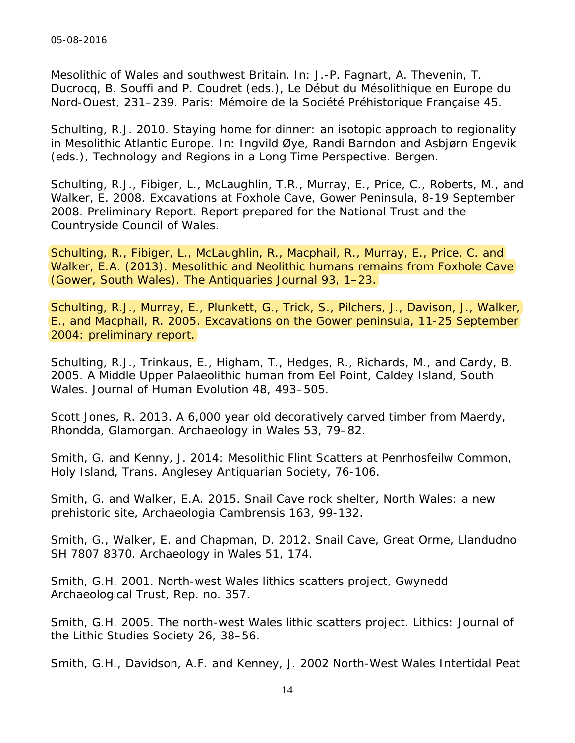Mesolithic of Wales and southwest Britain. In: J.-P. Fagnart, A. Thevenin, T. Ducrocq, B. Souffi and P. Coudret (eds.), Le Début du Mésolithique en Europe du Nord-Ouest, 231–239. Paris: Mémoire de la Société Préhistorique Française 45.

Schulting, R.J. 2010. Staying home for dinner: an isotopic approach to regionality in Mesolithic Atlantic Europe. In: Ingvild Øye, Randi Barndon and Asbjørn Engevik (eds.), Technology and Regions in a Long Time Perspective. Bergen.

Schulting, R.J., Fibiger, L., McLaughlin, T.R., Murray, E., Price, C., Roberts, M., and Walker, E. 2008. Excavations at Foxhole Cave, Gower Peninsula, 8-19 September 2008. Preliminary Report. Report prepared for the National Trust and the Countryside Council of Wales.

Schulting, R., Fibiger, L., McLaughlin, R., Macphail, R., Murray, E., Price, C. and Walker, E.A. (2013). Mesolithic and Neolithic humans remains from Foxhole Cave (Gower, South Wales). The Antiquaries Journal 93, 1–23.

Schulting, R.J., Murray, E., Plunkett, G., Trick, S., Pilchers, J., Davison, J., Walker, E., and Macphail, R. 2005. Excavations on the Gower peninsula, 11-25 September 2004: preliminary report.

Schulting, R.J., Trinkaus, E., Higham, T., Hedges, R., Richards, M., and Cardy, B. 2005. A Middle Upper Palaeolithic human from Eel Point, Caldey Island, South Wales. Journal of Human Evolution 48, 493–505.

Scott Jones, R. 2013. A 6,000 year old decoratively carved timber from Maerdy, Rhondda, Glamorgan. Archaeology in Wales 53, 79–82.

Smith, G. and Kenny, J. 2014: Mesolithic Flint Scatters at Penrhosfeilw Common, Holy Island, Trans. Anglesey Antiquarian Society, 76-106.

Smith, G. and Walker, E.A. 2015. Snail Cave rock shelter, North Wales: a new prehistoric site, Archaeologia Cambrensis 163, 99-132.

Smith, G., Walker, E. and Chapman, D. 2012. Snail Cave, Great Orme, Llandudno SH 7807 8370. Archaeology in Wales 51, 174.

Smith, G.H. 2001. North-west Wales lithics scatters project, Gwynedd Archaeological Trust, Rep. no. 357.

Smith, G.H. 2005. The north-west Wales lithic scatters project. Lithics: Journal of the Lithic Studies Society 26, 38–56.

Smith, G.H., Davidson, A.F. and Kenney, J. 2002 North-West Wales Intertidal Peat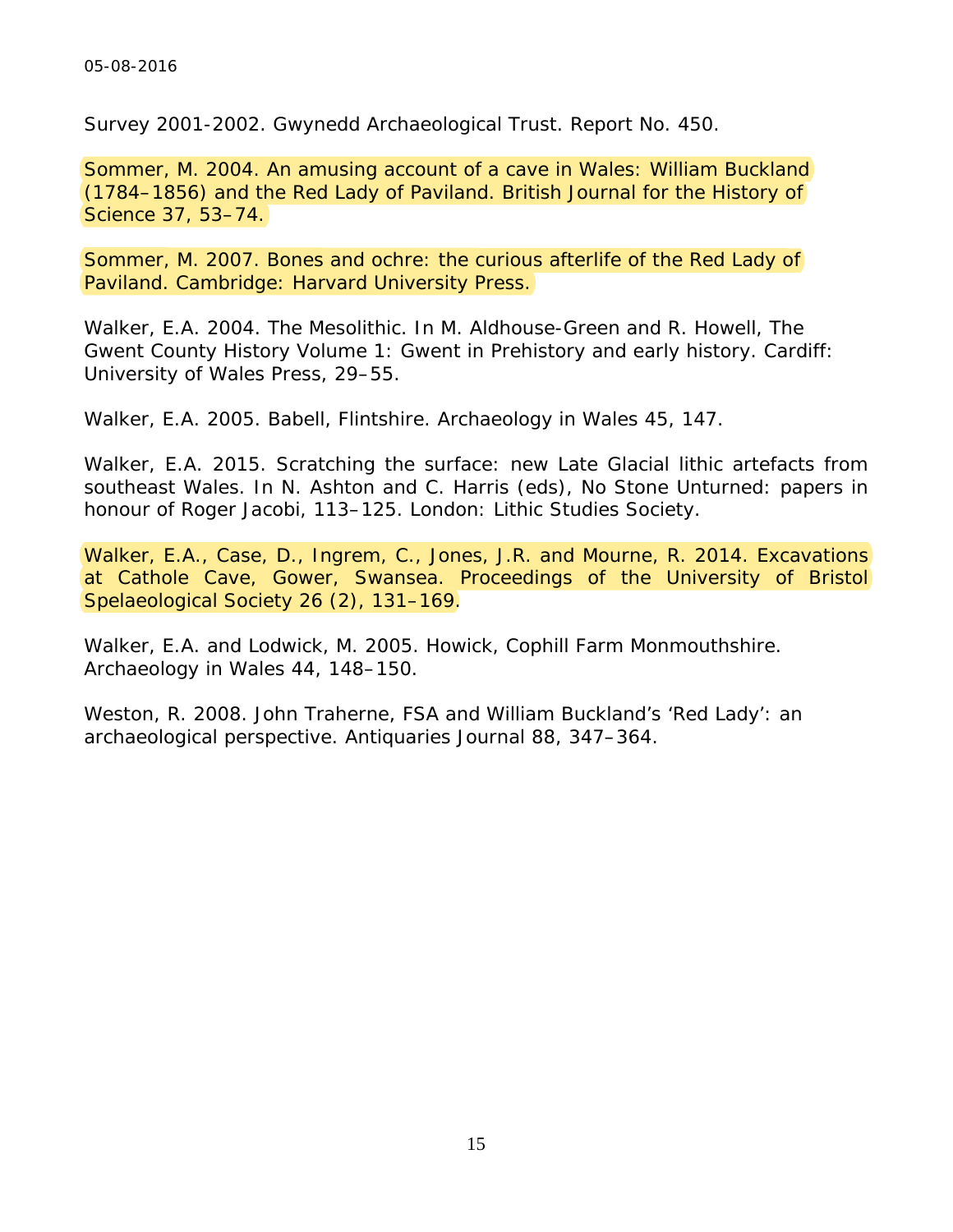Survey 2001-2002. Gwynedd Archaeological Trust. Report No. 450.

Sommer, M. 2004. An amusing account of a cave in Wales: William Buckland (1784–1856) and the Red Lady of Paviland. British Journal for the History of Science 37, 53–74.

Sommer, M. 2007. Bones and ochre: the curious afterlife of the Red Lady of Paviland. Cambridge: Harvard University Press.

Walker, E.A. 2004. The Mesolithic. In M. Aldhouse-Green and R. Howell, The Gwent County History Volume 1: Gwent in Prehistory and early history. Cardiff: University of Wales Press, 29–55.

Walker, E.A. 2005. Babell, Flintshire. Archaeology in Wales 45, 147.

Walker, E.A. 2015. Scratching the surface: new Late Glacial lithic artefacts from southeast Wales. In N. Ashton and C. Harris (eds), No Stone Unturned: papers in honour of Roger Jacobi, 113–125. London: Lithic Studies Society.

Walker, E.A., Case, D., Ingrem, C., Jones, J.R. and Mourne, R. 2014. Excavations at Cathole Cave, Gower, Swansea. Proceedings of the University of Bristol Spelaeological Society 26 (2), 131–169.

Walker, E.A. and Lodwick, M. 2005. Howick, Cophill Farm Monmouthshire. Archaeology in Wales 44, 148–150.

Weston, R. 2008. John Traherne, FSA and William Buckland's 'Red Lady': an archaeological perspective. Antiquaries Journal 88, 347–364.